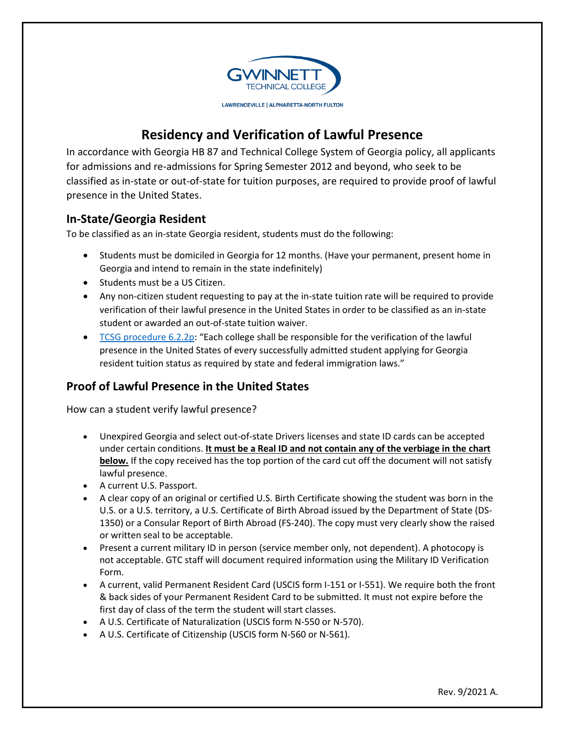GWINNETT TECHNICAL COLLEGE

LAWRENCEVILLE | ALPHARETTA-NORTH FULTON

# Residency and Verification of Lawful Presence

In accordance with Georgia HB 87 and Technical College System of Georgia policy, all applicants for admissions and re-admissions for Spring Semester 2012 and beyond, who seek to be classified as in-state or out-of-state for tuition purposes, are required to provide proof of lawful presence in the United States.

## In-State/Georgia Resident

To be classified as an in-state Georgia resident, students must do the following:

- Students must be domiciled in Georgia for 12 months. (Have your permanent, present home in Georgia and intend to remain in the state indefinitely)
- Students must be a US Citizen.
- Any non-citizen student requesting to pay at the in-state tuition rate will be required to provide verification of their lawful presence in the United States in order to be classified as an in-state student or awarded an out-of-state tuition waiver.
- TCSG procedure 6.2.2p: "Each college shall be responsible for the verification of the lawful presence in the United States of every successfully admitted student applying for Georgia resident tuition status as required by state and federal immigration laws."

## Proof of Lawful Presence in the United States

How can a student verify lawful presence?

- Unexpired Georgia and select out-of-state Drivers licenses and state ID cards can be accepted under certain conditions. **It must be a Real ID and not contain any of the verbiage in the chart below.** If the copy received has the top portion of the card cut off the document will not satisfy lawful presence.
- A current U.S. Passport.
- A clear copy of an original or certified U.S. Birth Certificate showing the student was born in the U.S. or a U.S. territory, a U.S. Certificate of Birth Abroad issued by the Department of State (DS-1350) or a Consular Report of Birth Abroad (FS-240). The copy must very clearly show the raised or written seal to be acceptable.
- Present a current military ID in person (service member only, not dependent). A photocopy is not acceptable. GTC staff will document required information using the Military ID Verification Form.
- A current, valid Permanent Resident Card (USCIS form I-151 or I-551). We require both the front & back sides of your Permanent Resident Card to be submitted. It must not expire before the first day of class of the term the student will start classes.
- A U.S. Certificate of Naturalization (USCIS form N-550 or N-570).
- A U.S. Certificate of Citizenship (USCIS form N-560 or N-561).

Rev. 9/2021 A.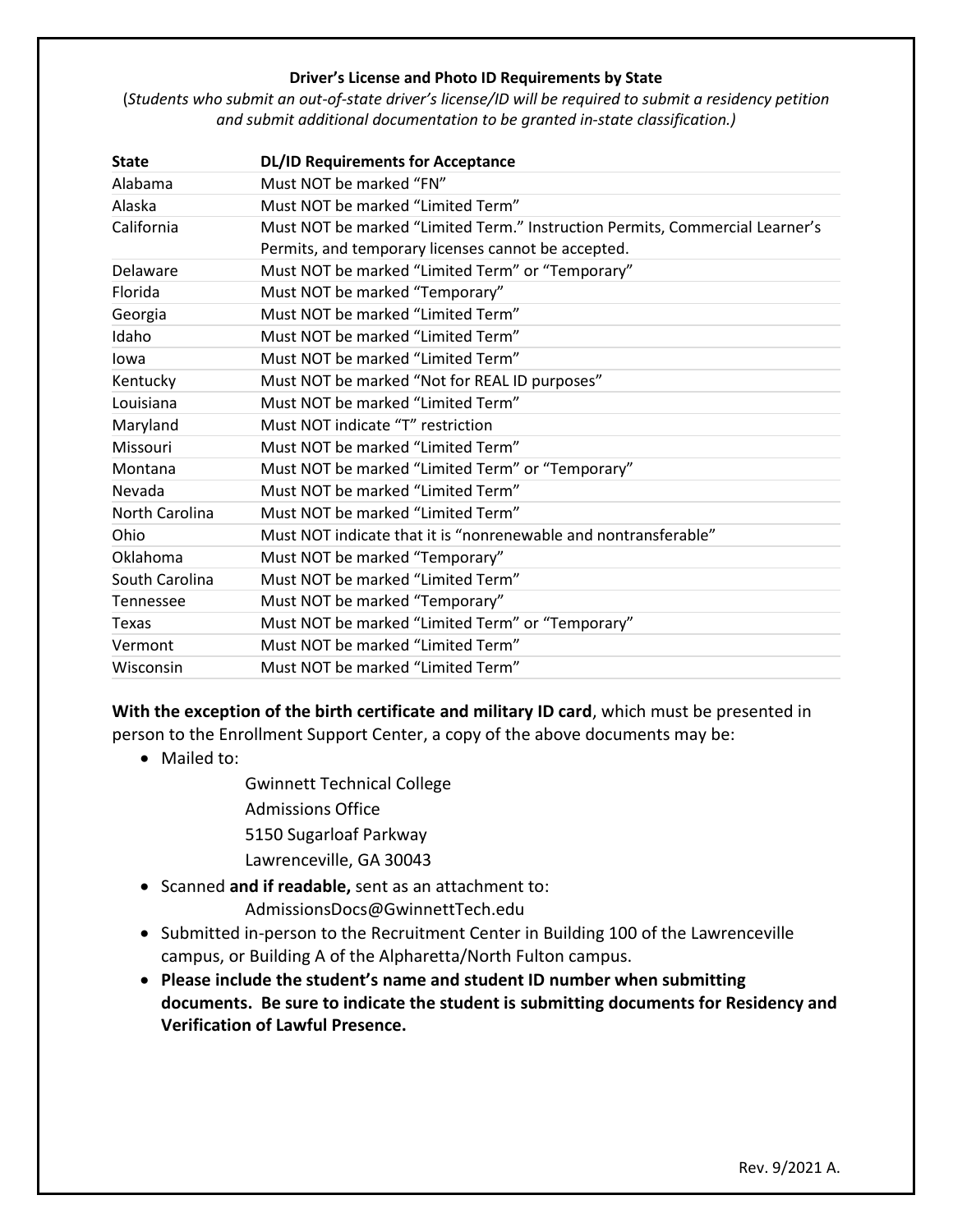**Driver's License and Photo ID Requirements by State**

(*Students who submit an out-of-state driver's license/ID will be required to submit a residency petition and submit additional documentation to be granted in-state classification.)*

| State | DL/ID Requirements for Acceptance |
|---|---|
| Alabama | Must NOT be marked "FN" |
| Alaska | Must NOT be marked "Limited Term" |
| California | Must NOT be marked "Limited Term." Instruction Permits, Commercial Learner's Permits, and temporary licenses cannot be accepted. |
| Delaware | Must NOT be marked "Limited Term" or "Temporary" |
| Florida | Must NOT be marked "Temporary" |
| Georgia | Must NOT be marked "Limited Term" |
| Idaho | Must NOT be marked "Limited Term" |
| Iowa | Must NOT be marked "Limited Term" |
| Kentucky | Must NOT be marked "Not for REAL ID purposes" |
| Louisiana | Must NOT be marked "Limited Term" |
| Maryland | Must NOT indicate "T" restriction |
| Missouri | Must NOT be marked "Limited Term" |
| Montana | Must NOT be marked "Limited Term" or "Temporary" |
| Nevada | Must NOT be marked "Limited Term" |
| North Carolina | Must NOT be marked "Limited Term" |
| Ohio | Must NOT indicate that it is "nonrenewable and nontransferable" |
| Oklahoma | Must NOT be marked "Temporary" |
| South Carolina | Must NOT be marked "Limited Term" |
| Tennessee | Must NOT be marked "Temporary" |
| Texas | Must NOT be marked "Limited Term" or "Temporary" |
| Vermont | Must NOT be marked "Limited Term" |
| Wisconsin | Must NOT be marked "Limited Term" |

**With the exception of the birth certificate and military ID card**, which must be presented in person to the Enrollment Support Center, a copy of the above documents may be:

- Mailed to:

  Gwinnett Technical College
  Admissions Office
  5150 Sugarloaf Parkway
  Lawrenceville, GA 30043

- Scanned **and if readable,** sent as an attachment to:

  AdmissionsDocs@GwinnettTech.edu

- Submitted in-person to the Recruitment Center in Building 100 of the Lawrenceville campus, or Building A of the Alpharetta/North Fulton campus.
- **Please include the student's name and student ID number when submitting documents. Be sure to indicate the student is submitting documents for Residency and Verification of Lawful Presence.**

Rev. 9/2021 A.